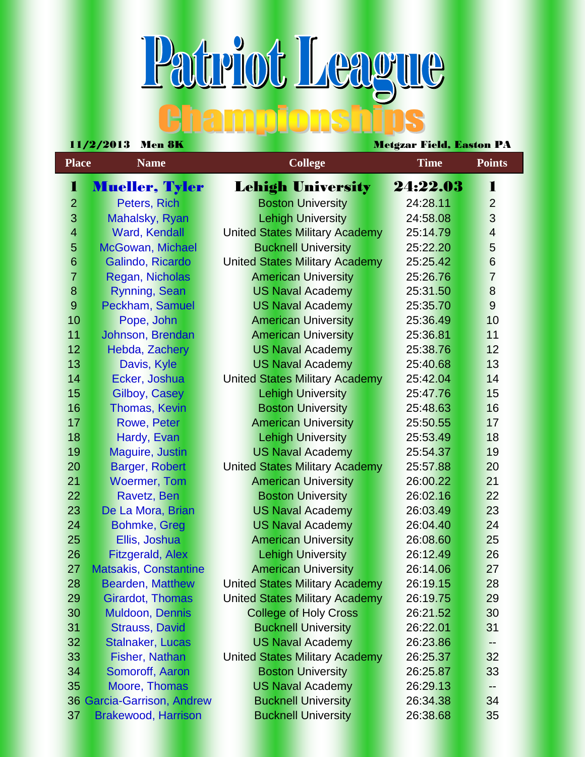# Patriot League

## Championships

11/2/2013 Men 8K Metgzar Field, Easton PA

| Place | Name | College | Time | Points |
|---|---|---|---|---|
| **1** | **Mueller, Tyler** | **Lehigh University** | **24:22.03** | **1** |
| 2 | Peters, Rich | Boston University | 24:28.11 | 2 |
| 3 | Mahalsky, Ryan | Lehigh University | 24:58.08 | 3 |
| 4 | Ward, Kendall | United States Military Academy | 25:14.79 | 4 |
| 5 | McGowan, Michael | Bucknell University | 25:22.20 | 5 |
| 6 | Galindo, Ricardo | United States Military Academy | 25:25.42 | 6 |
| 7 | Regan, Nicholas | American University | 25:26.76 | 7 |
| 8 | Rynning, Sean | US Naval Academy | 25:31.50 | 8 |
| 9 | Peckham, Samuel | US Naval Academy | 25:35.70 | 9 |
| 10 | Pope, John | American University | 25:36.49 | 10 |
| 11 | Johnson, Brendan | American University | 25:36.81 | 11 |
| 12 | Hebda, Zachery | US Naval Academy | 25:38.76 | 12 |
| 13 | Davis, Kyle | US Naval Academy | 25:40.68 | 13 |
| 14 | Ecker, Joshua | United States Military Academy | 25:42.04 | 14 |
| 15 | Gilboy, Casey | Lehigh University | 25:47.76 | 15 |
| 16 | Thomas, Kevin | Boston University | 25:48.63 | 16 |
| 17 | Rowe, Peter | American University | 25:50.55 | 17 |
| 18 | Hardy, Evan | Lehigh University | 25:53.49 | 18 |
| 19 | Maguire, Justin | US Naval Academy | 25:54.37 | 19 |
| 20 | Barger, Robert | United States Military Academy | 25:57.88 | 20 |
| 21 | Woermer, Tom | American University | 26:00.22 | 21 |
| 22 | Ravetz, Ben | Boston University | 26:02.16 | 22 |
| 23 | De La Mora, Brian | US Naval Academy | 26:03.49 | 23 |
| 24 | Bohmke, Greg | US Naval Academy | 26:04.40 | 24 |
| 25 | Ellis, Joshua | American University | 26:08.60 | 25 |
| 26 | Fitzgerald, Alex | Lehigh University | 26:12.49 | 26 |
| 27 | Matsakis, Constantine | American University | 26:14.06 | 27 |
| 28 | Bearden, Matthew | United States Military Academy | 26:19.15 | 28 |
| 29 | Girardot, Thomas | United States Military Academy | 26:19.75 | 29 |
| 30 | Muldoon, Dennis | College of Holy Cross | 26:21.52 | 30 |
| 31 | Strauss, David | Bucknell University | 26:22.01 | 31 |
| 32 | Stalnaker, Lucas | US Naval Academy | 26:23.86 | -- |
| 33 | Fisher, Nathan | United States Military Academy | 26:25.37 | 32 |
| 34 | Somoroff, Aaron | Boston University | 26:25.87 | 33 |
| 35 | Moore, Thomas | US Naval Academy | 26:29.13 | -- |
| 36 | Garcia-Garrison, Andrew | Bucknell University | 26:34.38 | 34 |
| 37 | Brakewood, Harrison | Bucknell University | 26:38.68 | 35 |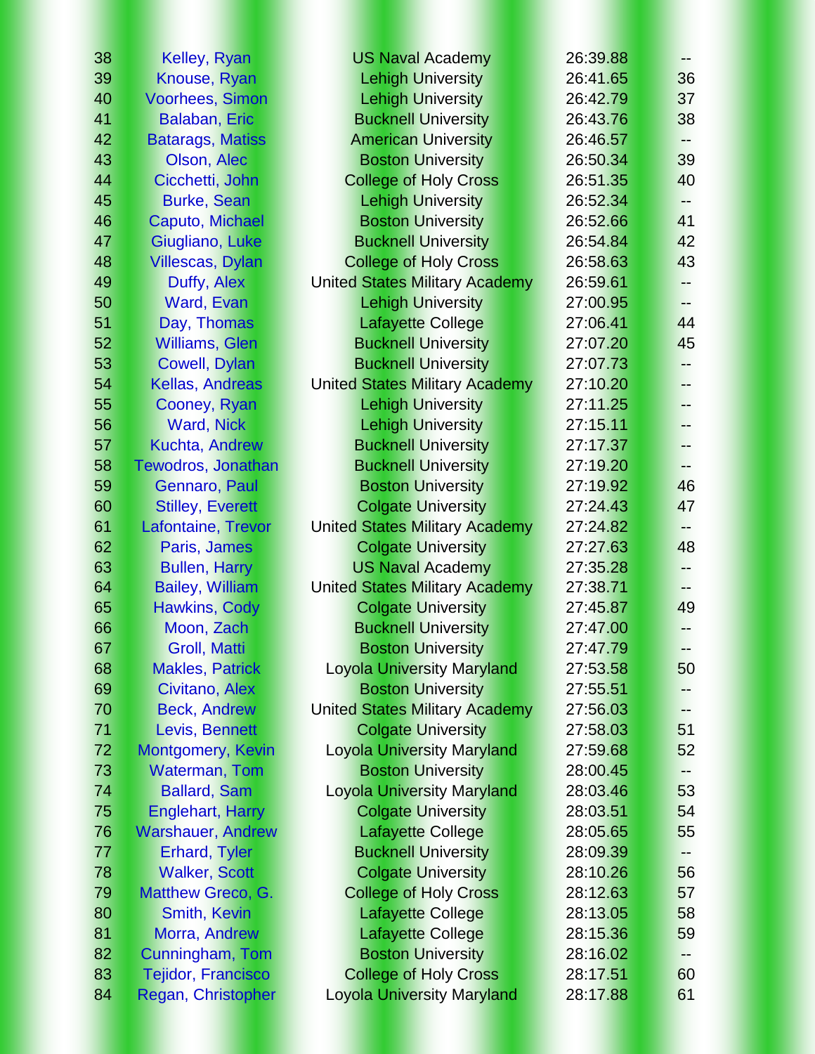| | | | | |
|---|---|---|---|---|
| 38 | Kelley, Ryan | US Naval Academy | 26:39.88 | -- |
| 39 | Knouse, Ryan | Lehigh University | 26:41.65 | 36 |
| 40 | Voorhees, Simon | Lehigh University | 26:42.79 | 37 |
| 41 | Balaban, Eric | Bucknell University | 26:43.76 | 38 |
| 42 | Batarags, Matiss | American University | 26:46.57 | -- |
| 43 | Olson, Alec | Boston University | 26:50.34 | 39 |
| 44 | Cicchetti, John | College of Holy Cross | 26:51.35 | 40 |
| 45 | Burke, Sean | Lehigh University | 26:52.34 | -- |
| 46 | Caputo, Michael | Boston University | 26:52.66 | 41 |
| 47 | Giugliano, Luke | Bucknell University | 26:54.84 | 42 |
| 48 | Villescas, Dylan | College of Holy Cross | 26:58.63 | 43 |
| 49 | Duffy, Alex | United States Military Academy | 26:59.61 | -- |
| 50 | Ward, Evan | Lehigh University | 27:00.95 | -- |
| 51 | Day, Thomas | Lafayette College | 27:06.41 | 44 |
| 52 | Williams, Glen | Bucknell University | 27:07.20 | 45 |
| 53 | Cowell, Dylan | Bucknell University | 27:07.73 | -- |
| 54 | Kellas, Andreas | United States Military Academy | 27:10.20 | -- |
| 55 | Cooney, Ryan | Lehigh University | 27:11.25 | -- |
| 56 | Ward, Nick | Lehigh University | 27:15.11 | -- |
| 57 | Kuchta, Andrew | Bucknell University | 27:17.37 | -- |
| 58 | Tewodros, Jonathan | Bucknell University | 27:19.20 | -- |
| 59 | Gennaro, Paul | Boston University | 27:19.92 | 46 |
| 60 | Stilley, Everett | Colgate University | 27:24.43 | 47 |
| 61 | Lafontaine, Trevor | United States Military Academy | 27:24.82 | -- |
| 62 | Paris, James | Colgate University | 27:27.63 | 48 |
| 63 | Bullen, Harry | US Naval Academy | 27:35.28 | -- |
| 64 | Bailey, William | United States Military Academy | 27:38.71 | -- |
| 65 | Hawkins, Cody | Colgate University | 27:45.87 | 49 |
| 66 | Moon, Zach | Bucknell University | 27:47.00 | -- |
| 67 | Groll, Matti | Boston University | 27:47.79 | -- |
| 68 | Makles, Patrick | Loyola University Maryland | 27:53.58 | 50 |
| 69 | Civitano, Alex | Boston University | 27:55.51 | -- |
| 70 | Beck, Andrew | United States Military Academy | 27:56.03 | -- |
| 71 | Levis, Bennett | Colgate University | 27:58.03 | 51 |
| 72 | Montgomery, Kevin | Loyola University Maryland | 27:59.68 | 52 |
| 73 | Waterman, Tom | Boston University | 28:00.45 | -- |
| 74 | Ballard, Sam | Loyola University Maryland | 28:03.46 | 53 |
| 75 | Englehart, Harry | Colgate University | 28:03.51 | 54 |
| 76 | Warshauer, Andrew | Lafayette College | 28:05.65 | 55 |
| 77 | Erhard, Tyler | Bucknell University | 28:09.39 | -- |
| 78 | Walker, Scott | Colgate University | 28:10.26 | 56 |
| 79 | Matthew Greco, G. | College of Holy Cross | 28:12.63 | 57 |
| 80 | Smith, Kevin | Lafayette College | 28:13.05 | 58 |
| 81 | Morra, Andrew | Lafayette College | 28:15.36 | 59 |
| 82 | Cunningham, Tom | Boston University | 28:16.02 | -- |
| 83 | Tejidor, Francisco | College of Holy Cross | 28:17.51 | 60 |
| 84 | Regan, Christopher | Loyola University Maryland | 28:17.88 | 61 |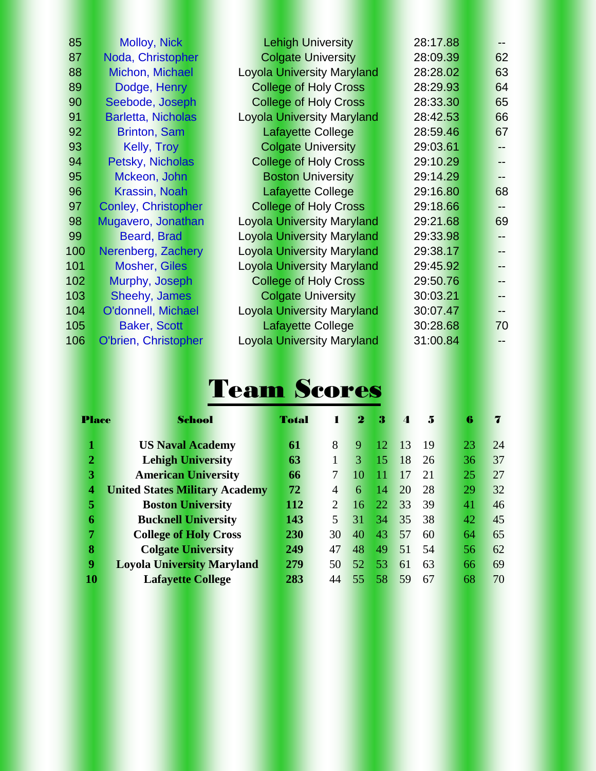| | | | | |
|---|---|---|---|---|
| 85 | Molloy, Nick | Lehigh University | 28:17.88 | -- |
| 87 | Noda, Christopher | Colgate University | 28:09.39 | 62 |
| 88 | Michon, Michael | Loyola University Maryland | 28:28.02 | 63 |
| 89 | Dodge, Henry | College of Holy Cross | 28:29.93 | 64 |
| 90 | Seebode, Joseph | College of Holy Cross | 28:33.30 | 65 |
| 91 | Barletta, Nicholas | Loyola University Maryland | 28:42.53 | 66 |
| 92 | Brinton, Sam | Lafayette College | 28:59.46 | 67 |
| 93 | Kelly, Troy | Colgate University | 29:03.61 | -- |
| 94 | Petsky, Nicholas | College of Holy Cross | 29:10.29 | -- |
| 95 | Mckeon, John | Boston University | 29:14.29 | -- |
| 96 | Krassin, Noah | Lafayette College | 29:16.80 | 68 |
| 97 | Conley, Christopher | College of Holy Cross | 29:18.66 | -- |
| 98 | Mugavero, Jonathan | Loyola University Maryland | 29:21.68 | 69 |
| 99 | Beard, Brad | Loyola University Maryland | 29:33.98 | -- |
| 100 | Nerenberg, Zachery | Loyola University Maryland | 29:38.17 | -- |
| 101 | Mosher, Giles | Loyola University Maryland | 29:45.92 | -- |
| 102 | Murphy, Joseph | College of Holy Cross | 29:50.76 | -- |
| 103 | Sheehy, James | Colgate University | 30:03.21 | -- |
| 104 | O'donnell, Michael | Loyola University Maryland | 30:07.47 | -- |
| 105 | Baker, Scott | Lafayette College | 30:28.68 | 70 |
| 106 | O'brien, Christopher | Loyola University Maryland | 31:00.84 | -- |

# Team Scores

| Place | School | Total | 1 | 2 | 3 | 4 | 5 | 6 | 7 |
|---|---|---|---|---|---|---|---|---|---|
| **1** | **US Naval Academy** | **61** | 8 | 9 | 12 | 13 | 19 | 23 | 24 |
| **2** | **Lehigh University** | **63** | 1 | 3 | 15 | 18 | 26 | 36 | 37 |
| **3** | **American University** | **66** | 7 | 10 | 11 | 17 | 21 | 25 | 27 |
| **4** | **United States Military Academy** | **72** | 4 | 6 | 14 | 20 | 28 | 29 | 32 |
| **5** | **Boston University** | **112** | 2 | 16 | 22 | 33 | 39 | 41 | 46 |
| **6** | **Bucknell University** | **143** | 5 | 31 | 34 | 35 | 38 | 42 | 45 |
| **7** | **College of Holy Cross** | **230** | 30 | 40 | 43 | 57 | 60 | 64 | 65 |
| **8** | **Colgate University** | **249** | 47 | 48 | 49 | 51 | 54 | 56 | 62 |
| **9** | **Loyola University Maryland** | **279** | 50 | 52 | 53 | 61 | 63 | 66 | 69 |
| **10** | **Lafayette College** | **283** | 44 | 55 | 58 | 59 | 67 | 68 | 70 |